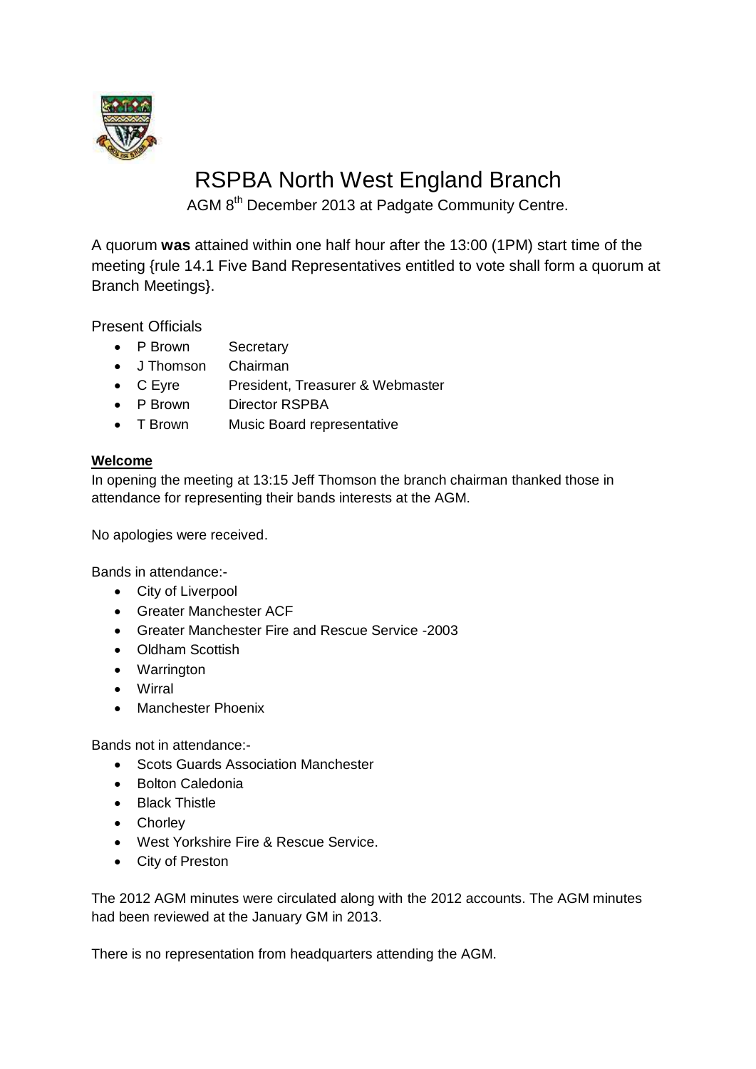# RSPBA North West England Branch

AGM 8th December 2013 at Padgate Community Centre.

A quorum **was** attained within one half hour after the 13:00 (1PM) start time of the meeting {rule 14.1 Five Band Representatives entitled to vote shall form a quorum at Branch Meetings}.

Present Officials

- P Brown Secretary
- J Thomson Chairman
- C Eyre President, Treasurer & Webmaster
- P Brown Director RSPBA
- T Brown Music Board representative

**Welcome**

In opening the meeting at 13:15 Jeff Thomson the branch chairman thanked those in attendance for representing their bands interests at the AGM.

No apologies were received.

Bands in attendance:-

- City of Liverpool
- Greater Manchester ACF
- Greater Manchester Fire and Rescue Service -2003
- Oldham Scottish
- Warrington
- Wirral
- Manchester Phoenix

Bands not in attendance:-

- Scots Guards Association Manchester
- Bolton Caledonia
- Black Thistle
- Chorley
- West Yorkshire Fire & Rescue Service.
- City of Preston

The 2012 AGM minutes were circulated along with the 2012 accounts. The AGM minutes had been reviewed at the January GM in 2013.

There is no representation from headquarters attending the AGM.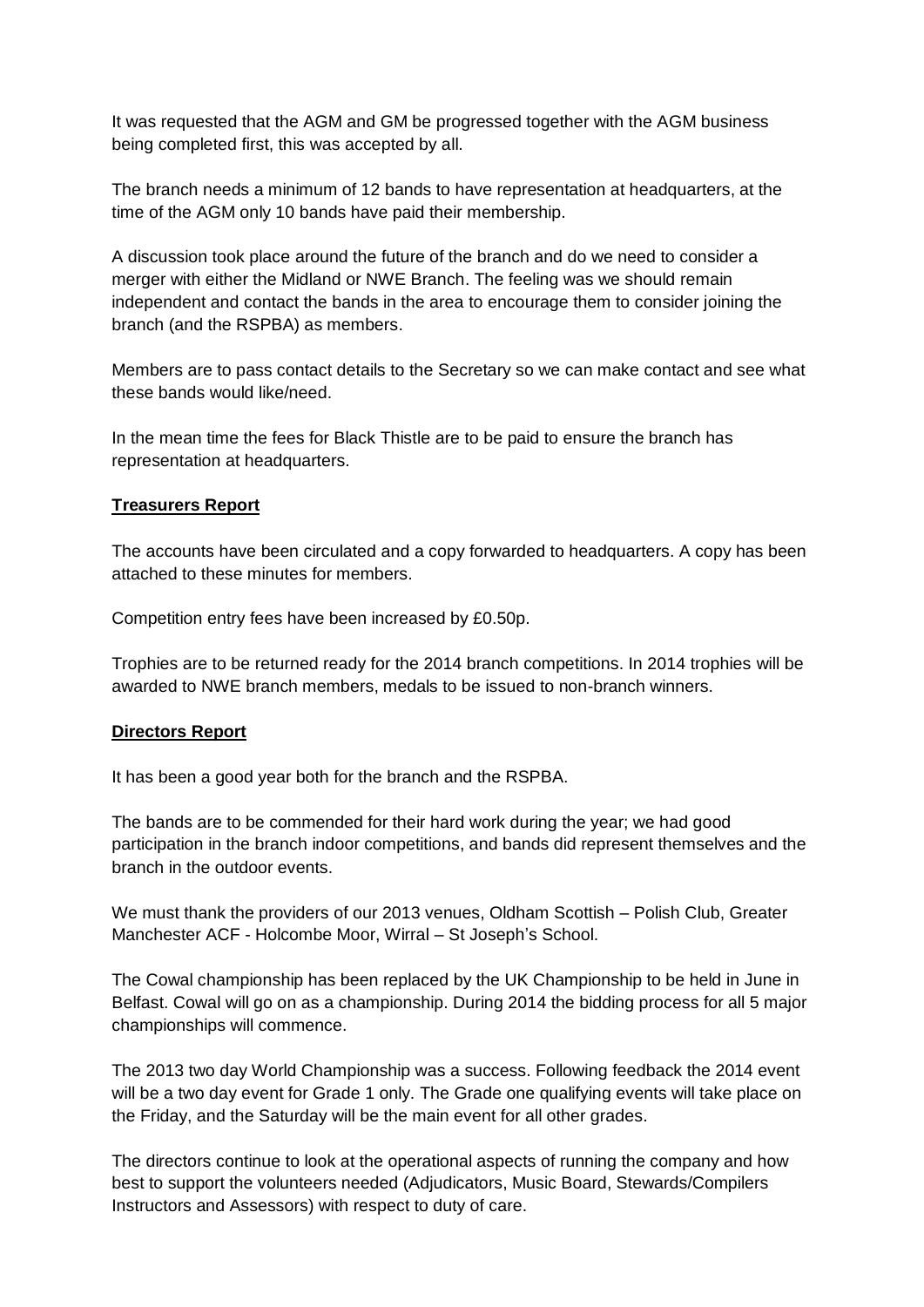It was requested that the AGM and GM be progressed together with the AGM business being completed first, this was accepted by all.

The branch needs a minimum of 12 bands to have representation at headquarters, at the time of the AGM only 10 bands have paid their membership.

A discussion took place around the future of the branch and do we need to consider a merger with either the Midland or NWE Branch. The feeling was we should remain independent and contact the bands in the area to encourage them to consider joining the branch (and the RSPBA) as members.

Members are to pass contact details to the Secretary so we can make contact and see what these bands would like/need.

In the mean time the fees for Black Thistle are to be paid to ensure the branch has representation at headquarters.

**Treasurers Report**

The accounts have been circulated and a copy forwarded to headquarters. A copy has been attached to these minutes for members.

Competition entry fees have been increased by £0.50p.

Trophies are to be returned ready for the 2014 branch competitions. In 2014 trophies will be awarded to NWE branch members, medals to be issued to non-branch winners.

**Directors Report**

It has been a good year both for the branch and the RSPBA.

The bands are to be commended for their hard work during the year; we had good participation in the branch indoor competitions, and bands did represent themselves and the branch in the outdoor events.

We must thank the providers of our 2013 venues, Oldham Scottish – Polish Club, Greater Manchester ACF - Holcombe Moor, Wirral – St Joseph's School.

The Cowal championship has been replaced by the UK Championship to be held in June in Belfast. Cowal will go on as a championship. During 2014 the bidding process for all 5 major championships will commence.

The 2013 two day World Championship was a success. Following feedback the 2014 event will be a two day event for Grade 1 only. The Grade one qualifying events will take place on the Friday, and the Saturday will be the main event for all other grades.

The directors continue to look at the operational aspects of running the company and how best to support the volunteers needed (Adjudicators, Music Board, Stewards/Compilers Instructors and Assessors) with respect to duty of care.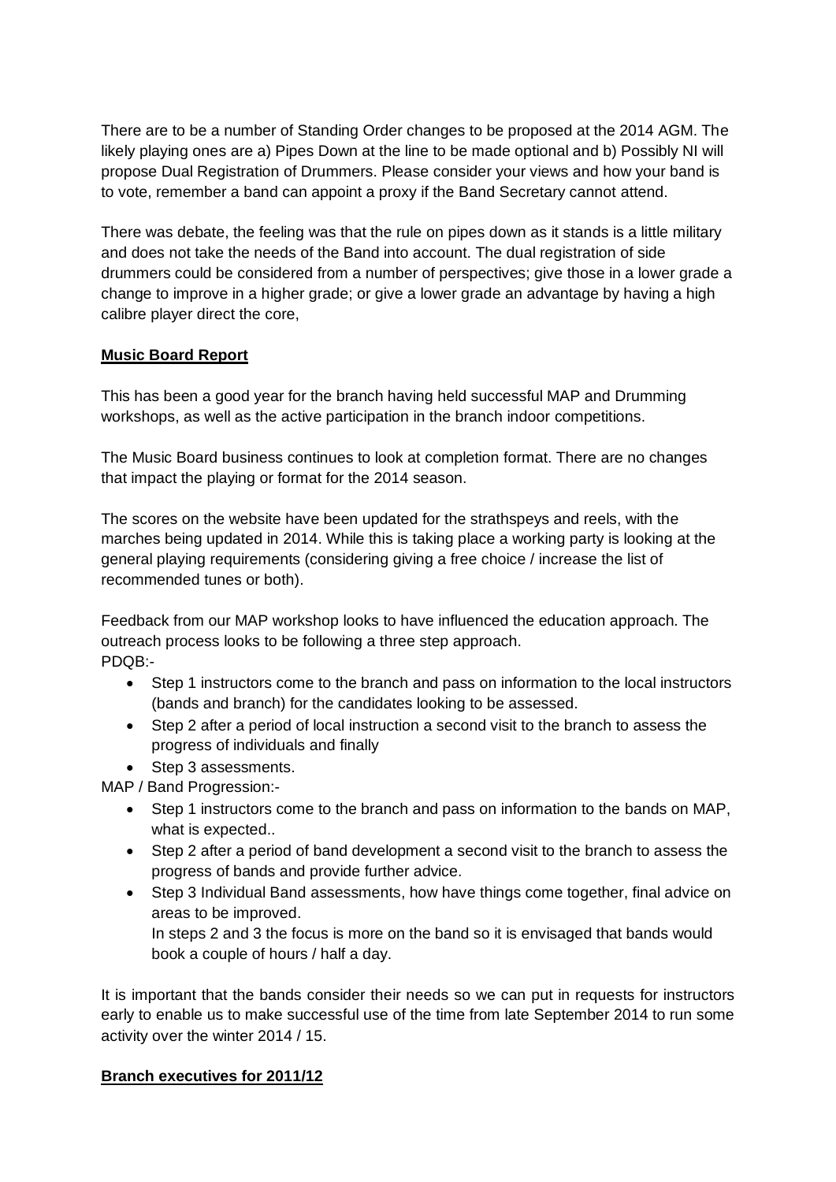There are to be a number of Standing Order changes to be proposed at the 2014 AGM. The likely playing ones are a) Pipes Down at the line to be made optional and b) Possibly NI will propose Dual Registration of Drummers. Please consider your views and how your band is to vote, remember a band can appoint a proxy if the Band Secretary cannot attend.

There was debate, the feeling was that the rule on pipes down as it stands is a little military and does not take the needs of the Band into account. The dual registration of side drummers could be considered from a number of perspectives; give those in a lower grade a change to improve in a higher grade; or give a lower grade an advantage by having a high calibre player direct the core,

**Music Board Report**

This has been a good year for the branch having held successful MAP and Drumming workshops, as well as the active participation in the branch indoor competitions.

The Music Board business continues to look at completion format. There are no changes that impact the playing or format for the 2014 season.

The scores on the website have been updated for the strathspeys and reels, with the marches being updated in 2014. While this is taking place a working party is looking at the general playing requirements (considering giving a free choice / increase the list of recommended tunes or both).

Feedback from our MAP workshop looks to have influenced the education approach. The outreach process looks to be following a three step approach.

PDQB:-

- Step 1 instructors come to the branch and pass on information to the local instructors (bands and branch) for the candidates looking to be assessed.
- Step 2 after a period of local instruction a second visit to the branch to assess the progress of individuals and finally
- Step 3 assessments.

MAP / Band Progression:-

- Step 1 instructors come to the branch and pass on information to the bands on MAP, what is expected..
- Step 2 after a period of band development a second visit to the branch to assess the progress of bands and provide further advice.
- Step 3 Individual Band assessments, how have things come together, final advice on areas to be improved.

  In steps 2 and 3 the focus is more on the band so it is envisaged that bands would book a couple of hours / half a day.

It is important that the bands consider their needs so we can put in requests for instructors early to enable us to make successful use of the time from late September 2014 to run some activity over the winter 2014 / 15.

**Branch executives for 2011/12**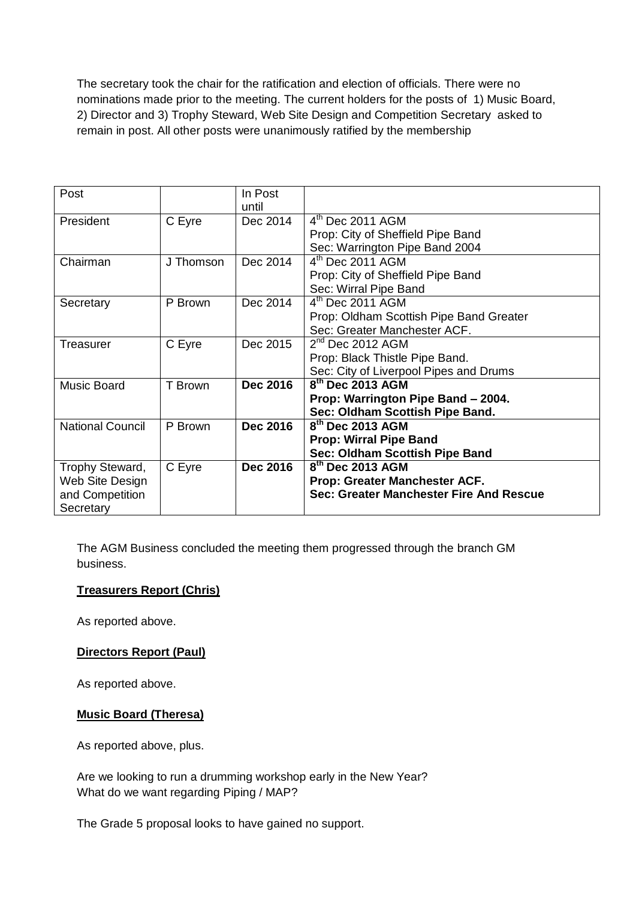The secretary took the chair for the ratification and election of officials. There were no nominations made prior to the meeting. The current holders for the posts of 1) Music Board, 2) Director and 3) Trophy Steward, Web Site Design and Competition Secretary asked to remain in post. All other posts were unanimously ratified by the membership

| Post | | In Post until | |
|---|---|---|---|
| President | C Eyre | Dec 2014 | 4th Dec 2011 AGM<br>Prop: City of Sheffield Pipe Band<br>Sec: Warrington Pipe Band 2004 |
| Chairman | J Thomson | Dec 2014 | 4th Dec 2011 AGM<br>Prop: City of Sheffield Pipe Band<br>Sec: Wirral Pipe Band |
| Secretary | P Brown | Dec 2014 | 4th Dec 2011 AGM<br>Prop: Oldham Scottish Pipe Band Greater<br>Sec: Greater Manchester ACF. |
| Treasurer | C Eyre | Dec 2015 | 2nd Dec 2012 AGM<br>Prop: Black Thistle Pipe Band.<br>Sec: City of Liverpool Pipes and Drums |
| Music Board | T Brown | **Dec 2016** | **8th Dec 2013 AGM**<br>**Prop: Warrington Pipe Band – 2004.**<br>**Sec: Oldham Scottish Pipe Band.** |
| National Council | P Brown | **Dec 2016** | **8th Dec 2013 AGM**<br>**Prop: Wirral Pipe Band**<br>**Sec: Oldham Scottish Pipe Band** |
| Trophy Steward, Web Site Design and Competition Secretary | C Eyre | **Dec 2016** | **8th Dec 2013 AGM**<br>**Prop: Greater Manchester ACF.**<br>**Sec: Greater Manchester Fire And Rescue** |

The AGM Business concluded the meeting them progressed through the branch GM business.

**Treasurers Report (Chris)**

As reported above.

**Directors Report (Paul)**

As reported above.

**Music Board (Theresa)**

As reported above, plus.

Are we looking to run a drumming workshop early in the New Year?
What do we want regarding Piping / MAP?

The Grade 5 proposal looks to have gained no support.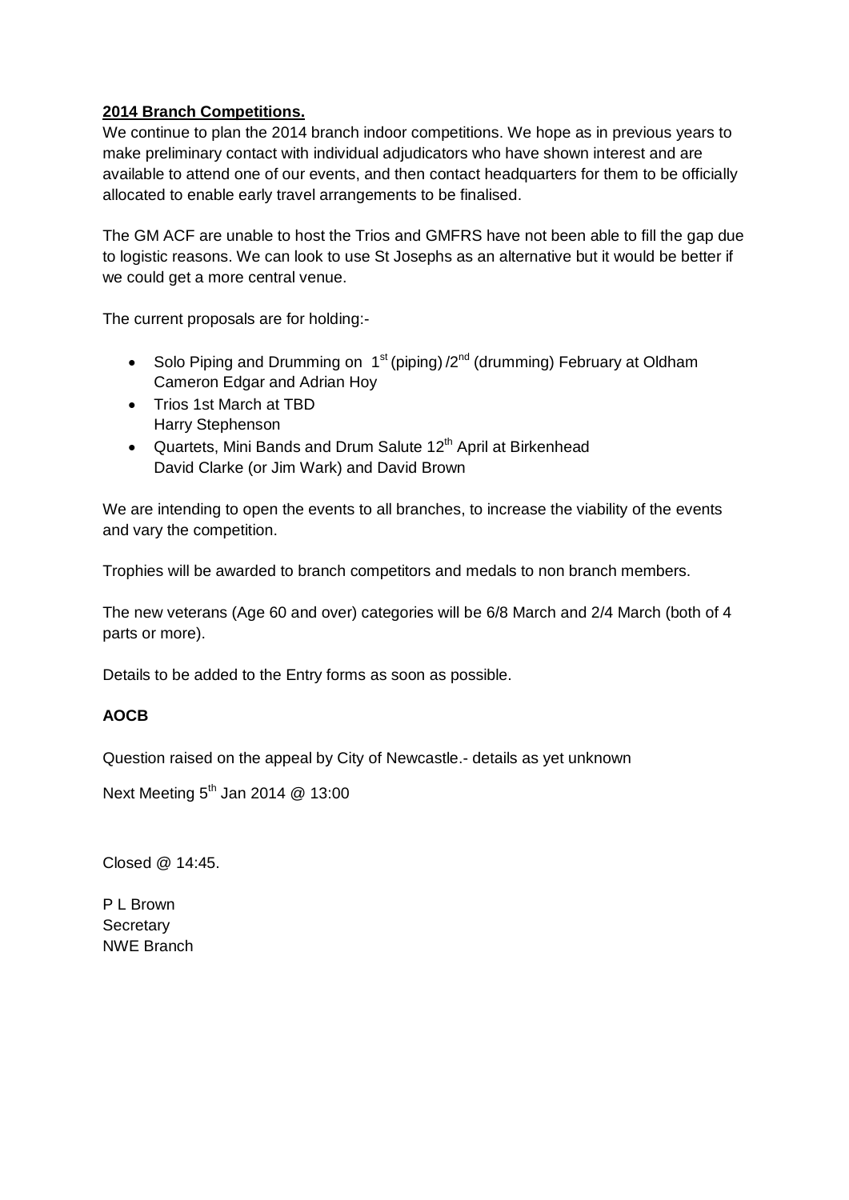**2014 Branch Competitions.**

We continue to plan the 2014 branch indoor competitions. We hope as in previous years to make preliminary contact with individual adjudicators who have shown interest and are available to attend one of our events, and then contact headquarters for them to be officially allocated to enable early travel arrangements to be finalised.

The GM ACF are unable to host the Trios and GMFRS have not been able to fill the gap due to logistic reasons. We can look to use St Josephs as an alternative but it would be better if we could get a more central venue.

The current proposals are for holding:-

- Solo Piping and Drumming on 1st (piping) /2nd (drumming) February at Oldham
  Cameron Edgar and Adrian Hoy
- Trios 1st March at TBD
  Harry Stephenson
- Quartets, Mini Bands and Drum Salute 12th April at Birkenhead
  David Clarke (or Jim Wark) and David Brown

We are intending to open the events to all branches, to increase the viability of the events and vary the competition.

Trophies will be awarded to branch competitors and medals to non branch members.

The new veterans (Age 60 and over) categories will be 6/8 March and 2/4 March (both of 4 parts or more).

Details to be added to the Entry forms as soon as possible.

**AOCB**

Question raised on the appeal by City of Newcastle.- details as yet unknown

Next Meeting 5th Jan 2014 @ 13:00

Closed @ 14:45.

P L Brown
Secretary
NWE Branch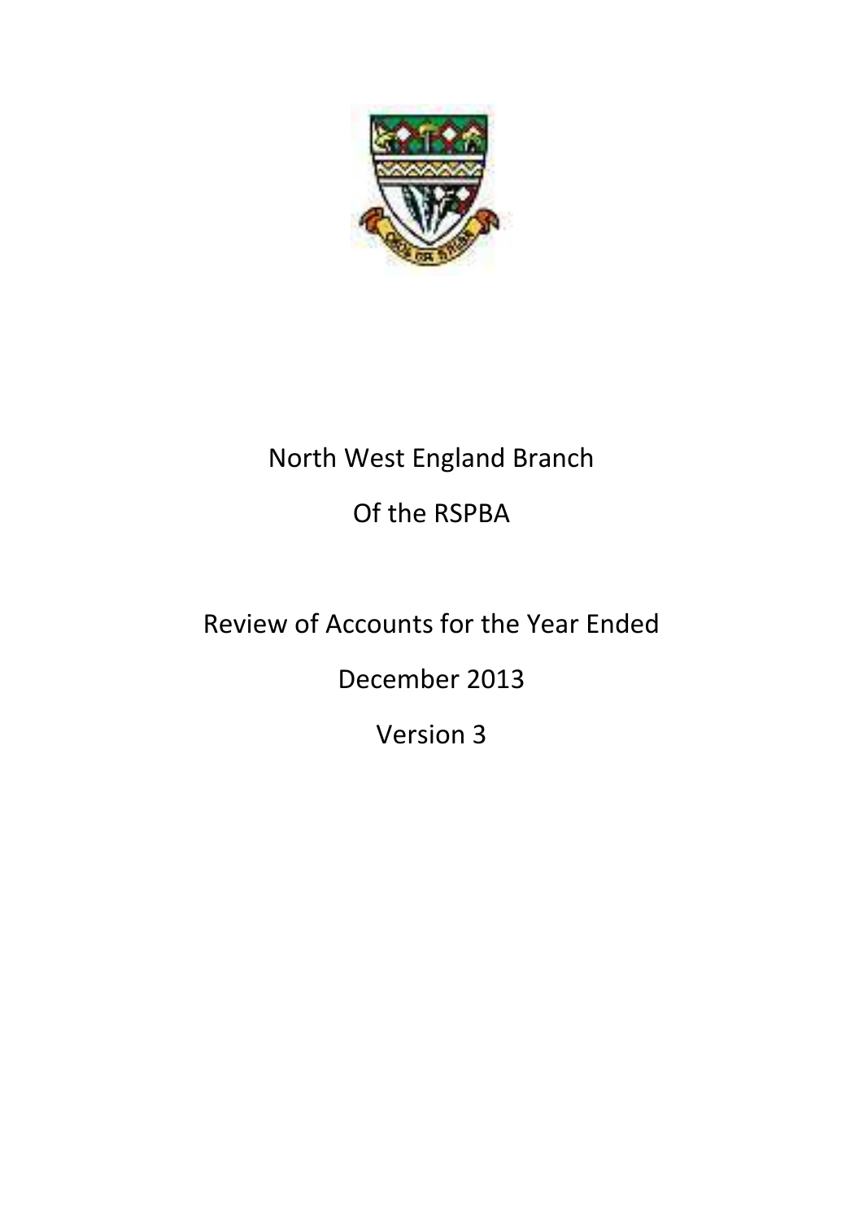North West England Branch

Of the RSPBA

Review of Accounts for the Year Ended

December 2013

Version 3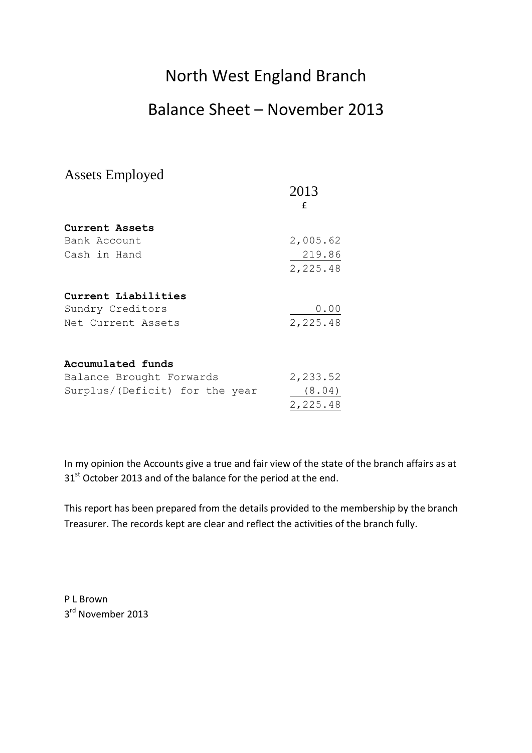# North West England Branch

# Balance Sheet – November 2013

## Assets Employed

| | 2013 |
|---|---|
| | £ |
| **Current Assets** | |
| Bank Account | 2,005.62 |
| Cash in Hand | 219.86 |
| | 2,225.48 |
| **Current Liabilities** | |
| Sundry Creditors | 0.00 |
| Net Current Assets | 2,225.48 |
| **Accumulated funds** | |
| Balance Brought Forwards | 2,233.52 |
| Surplus/(Deficit) for the year | (8.04) |
| | 2,225.48 |

In my opinion the Accounts give a true and fair view of the state of the branch affairs as at 31st October 2013 and of the balance for the period at the end.

This report has been prepared from the details provided to the membership by the branch Treasurer. The records kept are clear and reflect the activities of the branch fully.

P L Brown
3rd November 2013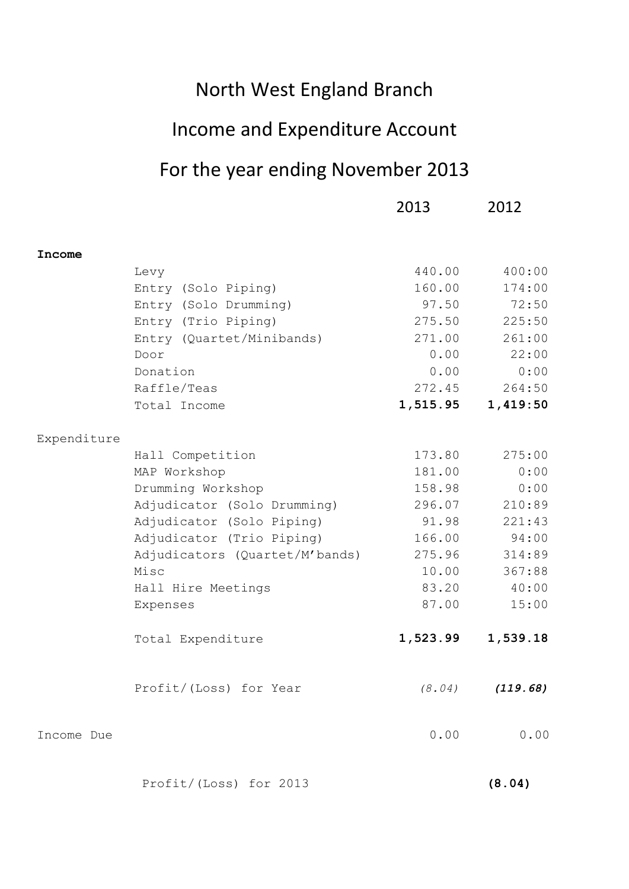# North West England Branch

## Income and Expenditure Account

## For the year ending November 2013

| | | 2013 | 2012 |
|---|---|---|---|
| **Income** | | | |
| | Levy | 440.00 | 400:00 |
| | Entry (Solo Piping) | 160.00 | 174:00 |
| | Entry (Solo Drumming) | 97.50 | 72:50 |
| | Entry (Trio Piping) | 275.50 | 225:50 |
| | Entry (Quartet/Minibands) | 271.00 | 261:00 |
| | Door | 0.00 | 22:00 |
| | Donation | 0.00 | 0:00 |
| | Raffle/Teas | 272.45 | 264:50 |
| | Total Income | **1,515.95** | **1,419:50** |
| Expenditure | | | |
| | Hall Competition | 173.80 | 275:00 |
| | MAP Workshop | 181.00 | 0:00 |
| | Drumming Workshop | 158.98 | 0:00 |
| | Adjudicator (Solo Drumming) | 296.07 | 210:89 |
| | Adjudicator (Solo Piping) | 91.98 | 221:43 |
| | Adjudicator (Trio Piping) | 166.00 | 94:00 |
| | Adjudicators (Quartet/M'bands) | 275.96 | 314:89 |
| | Misc | 10.00 | 367:88 |
| | Hall Hire Meetings | 83.20 | 40:00 |
| | Expenses | 87.00 | 15:00 |
| | Total Expenditure | **1,523.99** | **1,539.18** |
| | Profit/(Loss) for Year | *(8.04)* | ***(119.68)*** |
| Income Due | | 0.00 | 0.00 |
| | Profit/(Loss) for 2013 | | **(8.04)** |